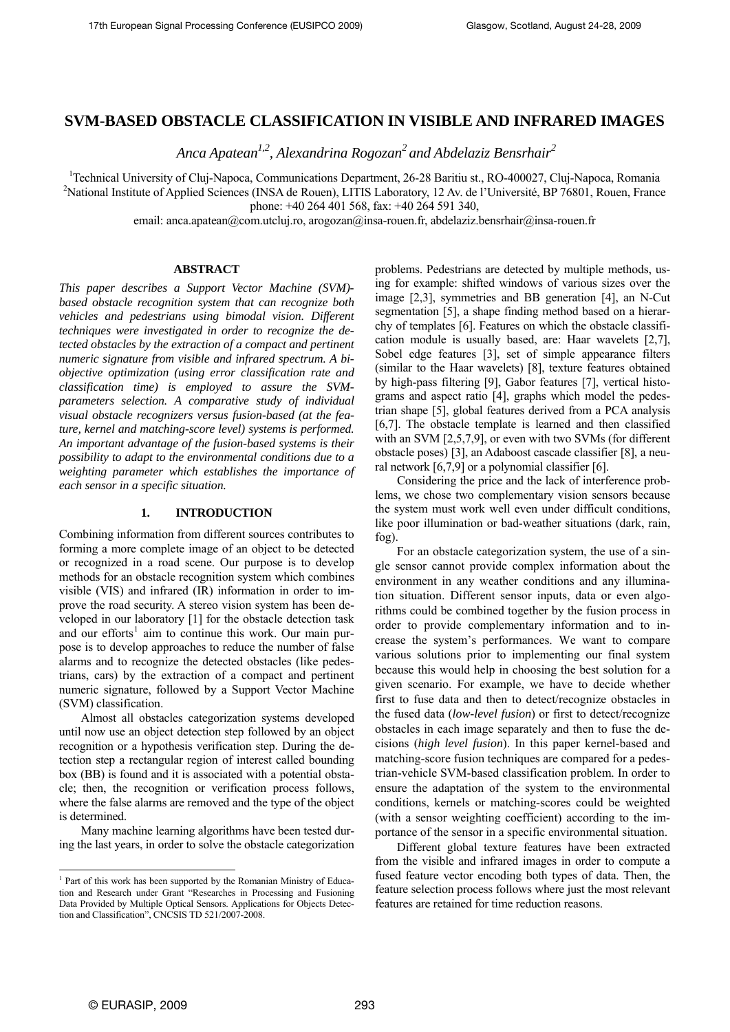# SVM-BASED OBSTACLE CLASSIFICATION IN VISIBLE AND INFRARED IMAGES

*Anca Apatean[1,2], Alexandrina Rogozan[2] and Abdelaziz Bensrhair[2]*

[1]Technical University of Cluj-Napoca, Communications Department, 26-28 Baritiu st., RO-400027, Cluj-Napoca, Romania
[2]National Institute of Applied Sciences (INSA de Rouen), LITIS Laboratory, 12 Av. de l'Université, BP 76801, Rouen, France
phone: +40 264 401 568, fax: +40 264 591 340,
email: anca.apatean@com.utcluj.ro, arogozan@insa-rouen.fr, abdelaziz.bensrhair@insa-rouen.fr

## ABSTRACT

*This paper describes a Support Vector Machine (SVM)-based obstacle recognition system that can recognize both vehicles and pedestrians using bimodal vision. Different techniques were investigated in order to recognize the detected obstacles by the extraction of a compact and pertinent numeric signature from visible and infrared spectrum. A bi-objective optimization (using error classification rate and classification time) is employed to assure the SVM-parameters selection. A comparative study of individual visual obstacle recognizers versus fusion-based (at the feature, kernel and matching-score level) systems is performed. An important advantage of the fusion-based systems is their possibility to adapt to the environmental conditions due to a weighting parameter which establishes the importance of each sensor in a specific situation.*

## 1. INTRODUCTION

Combining information from different sources contributes to forming a more complete image of an object to be detected or recognized in a road scene. Our purpose is to develop methods for an obstacle recognition system which combines visible (VIS) and infrared (IR) information in order to improve the road security. A stereo vision system has been developed in our laboratory [1] for the obstacle detection task and our efforts[1] aim to continue this work. Our main purpose is to develop approaches to reduce the number of false alarms and to recognize the detected obstacles (like pedestrians, cars) by the extraction of a compact and pertinent numeric signature, followed by a Support Vector Machine (SVM) classification.

Almost all obstacles categorization systems developed until now use an object detection step followed by an object recognition or a hypothesis verification step. During the detection step a rectangular region of interest called bounding box (BB) is found and it is associated with a potential obstacle; then, the recognition or verification process follows, where the false alarms are removed and the type of the object is determined.

Many machine learning algorithms have been tested during the last years, in order to solve the obstacle categorization problems. Pedestrians are detected by multiple methods, using for example: shifted windows of various sizes over the image [2,3], symmetries and BB generation [4], an N-Cut segmentation [5], a shape finding method based on a hierarchy of templates [6]. Features on which the obstacle classification module is usually based, are: Haar wavelets [2,7], Sobel edge features [3], set of simple appearance filters (similar to the Haar wavelets) [8], texture features obtained by high-pass filtering [9], Gabor features [7], vertical histograms and aspect ratio [4], graphs which model the pedestrian shape [5], global features derived from a PCA analysis [6,7]. The obstacle template is learned and then classified with an SVM [2,5,7,9], or even with two SVMs (for different obstacle poses) [3], an Adaboost cascade classifier [8], a neural network [6,7,9] or a polynomial classifier [6].

Considering the price and the lack of interference problems, we chose two complementary vision sensors because the system must work well even under difficult conditions, like poor illumination or bad-weather situations (dark, rain, fog).

For an obstacle categorization system, the use of a single sensor cannot provide complex information about the environment in any weather conditions and any illumination situation. Different sensor inputs, data or even algorithms could be combined together by the fusion process in order to provide complementary information and to increase the system's performances. We want to compare various solutions prior to implementing our final system because this would help in choosing the best solution for a given scenario. For example, we have to decide whether first to fuse data and then to detect/recognize obstacles in the fused data (*low-level fusion*) or first to detect/recognize obstacles in each image separately and then to fuse the decisions (*high level fusion*). In this paper kernel-based and matching-score fusion techniques are compared for a pedestrian-vehicle SVM-based classification problem. In order to ensure the adaptation of the system to the environmental conditions, kernels or matching-scores could be weighted (with a sensor weighting coefficient) according to the importance of the sensor in a specific environmental situation.

Different global texture features have been extracted from the visible and infrared images in order to compute a fused feature vector encoding both types of data. Then, the feature selection process follows where just the most relevant features are retained for time reduction reasons.

[1] Part of this work has been supported by the Romanian Ministry of Education and Research under Grant "Researches in Processing and Fusioning Data Provided by Multiple Optical Sensors. Applications for Objects Detection and Classification", CNCSIS TD 521/2007-2008.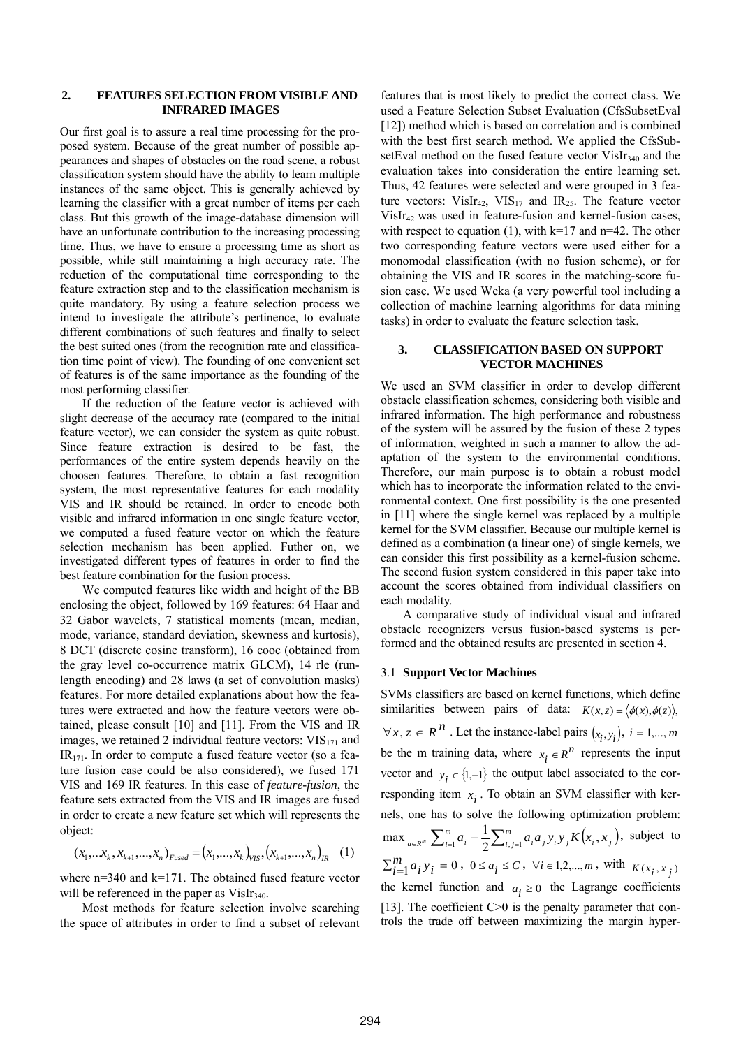## 2. FEATURES SELECTION FROM VISIBLE AND INFRARED IMAGES

Our first goal is to assure a real time processing for the proposed system. Because of the great number of possible appearances and shapes of obstacles on the road scene, a robust classification system should have the ability to learn multiple instances of the same object. This is generally achieved by learning the classifier with a great number of items per each class. But this growth of the image-database dimension will have an unfortunate contribution to the increasing processing time. Thus, we have to ensure a processing time as short as possible, while still maintaining a high accuracy rate. The reduction of the computational time corresponding to the feature extraction step and to the classification mechanism is quite mandatory. By using a feature selection process we intend to investigate the attribute's pertinence, to evaluate different combinations of such features and finally to select the best suited ones (from the recognition rate and classification time point of view). The founding of one convenient set of features is of the same importance as the founding of the most performing classifier.

If the reduction of the feature vector is achieved with slight decrease of the accuracy rate (compared to the initial feature vector), we can consider the system as quite robust. Since feature extraction is desired to be fast, the performances of the entire system depends heavily on the choosen features. Therefore, to obtain a fast recognition system, the most representative features for each modality VIS and IR should be retained. In order to encode both visible and infrared information in one single feature vector, we computed a fused feature vector on which the feature selection mechanism has been applied. Futher on, we investigated different types of features in order to find the best feature combination for the fusion process.

We computed features like width and height of the BB enclosing the object, followed by 169 features: 64 Haar and 32 Gabor wavelets, 7 statistical moments (mean, median, mode, variance, standard deviation, skewness and kurtosis), 8 DCT (discrete cosine transform), 16 cooc (obtained from the gray level co-occurrence matrix GLCM), 14 rle (run-length encoding) and 28 laws (a set of convolution masks) features. For more detailed explanations about how the features were extracted and how the feature vectors were obtained, please consult [10] and [11]. From the VIS and IR images, we retained 2 individual feature vectors: $VIS_{171}$ and $IR_{171}$. In order to compute a fused feature vector (so a feature fusion case could be also considered), we fused 171 VIS and 169 IR features. In this case of *feature-fusion*, the feature sets extracted from the VIS and IR images are fused in order to create a new feature set which will represents the object:

$$(x_1,...x_k, x_{k+1},...,x_n)_{Fused} = (x_1,...,x_k)_{VIS}, (x_{k+1},...,x_n)_{IR} \quad (1)$$

where n=340 and k=171. The obtained fused feature vector will be referenced in the paper as $VisIr_{340}$.

Most methods for feature selection involve searching the space of attributes in order to find a subset of relevant features that is most likely to predict the correct class. We used a Feature Selection Subset Evaluation (CfsSubsetEval [12]) method which is based on correlation and is combined with the best first search method. We applied the CfsSubsetEval method on the fused feature vector $VisIr_{340}$ and the evaluation takes into consideration the entire learning set. Thus, 42 features were selected and were grouped in 3 feature vectors: $VisIr_{42}$, $VIS_{17}$ and $IR_{25}$. The feature vector $VisIr_{42}$ was used in feature-fusion and kernel-fusion cases, with respect to equation (1), with k=17 and n=42. The other two corresponding feature vectors were used either for a monomodal classification (with no fusion scheme), or for obtaining the VIS and IR scores in the matching-score fusion case. We used Weka (a very powerful tool including a collection of machine learning algorithms for data mining tasks) in order to evaluate the feature selection task.

## 3. CLASSIFICATION BASED ON SUPPORT VECTOR MACHINES

We used an SVM classifier in order to develop different obstacle classification schemes, considering both visible and infrared information. The high performance and robustness of the system will be assured by the fusion of these 2 types of information, weighted in such a manner to allow the adaptation of the system to the environmental conditions. Therefore, our main purpose is to obtain a robust model which has to incorporate the information related to the environmental context. One first possibility is the one presented in [11] where the single kernel was replaced by a multiple kernel for the SVM classifier. Because our multiple kernel is defined as a combination (a linear one) of single kernels, we can consider this first possibility as a kernel-fusion scheme. The second fusion system considered in this paper take into account the scores obtained from individual classifiers on each modality.

A comparative study of individual visual and infrared obstacle recognizers versus fusion-based systems is performed and the obtained results are presented in section 4.

### 3.1 Support Vector Machines

SVMs classifiers are based on kernel functions, which define similarities between pairs of data: $K(x,z) = \langle \phi(x), \phi(z) \rangle$, $\forall x, z \in R^n$. Let the instance-label pairs $(x_i, y_i)$, $i = 1,..., m$ be the m training data, where $x_i \in R^n$ represents the input vector and $y_i \in \{1,-1\}$ the output label associated to the corresponding item $x_i$. To obtain an SVM classifier with kernels, one has to solve the following optimization problem: $\max_{a \in R^m} \sum_{i=1}^{m} a_i - \frac{1}{2} \sum_{i,j=1}^{m} a_i a_j y_i y_j K(x_i, x_j)$, subject to $\sum_{i=1}^{m} a_i y_i = 0$, $0 \le a_i \le C$, $\forall i \in 1,2,...,m$, with $K(x_i, x_j)$ the kernel function and $a_i \ge 0$ the Lagrange coefficients [13]. The coefficient C>0 is the penalty parameter that controls the trade off between maximizing the margin hyper-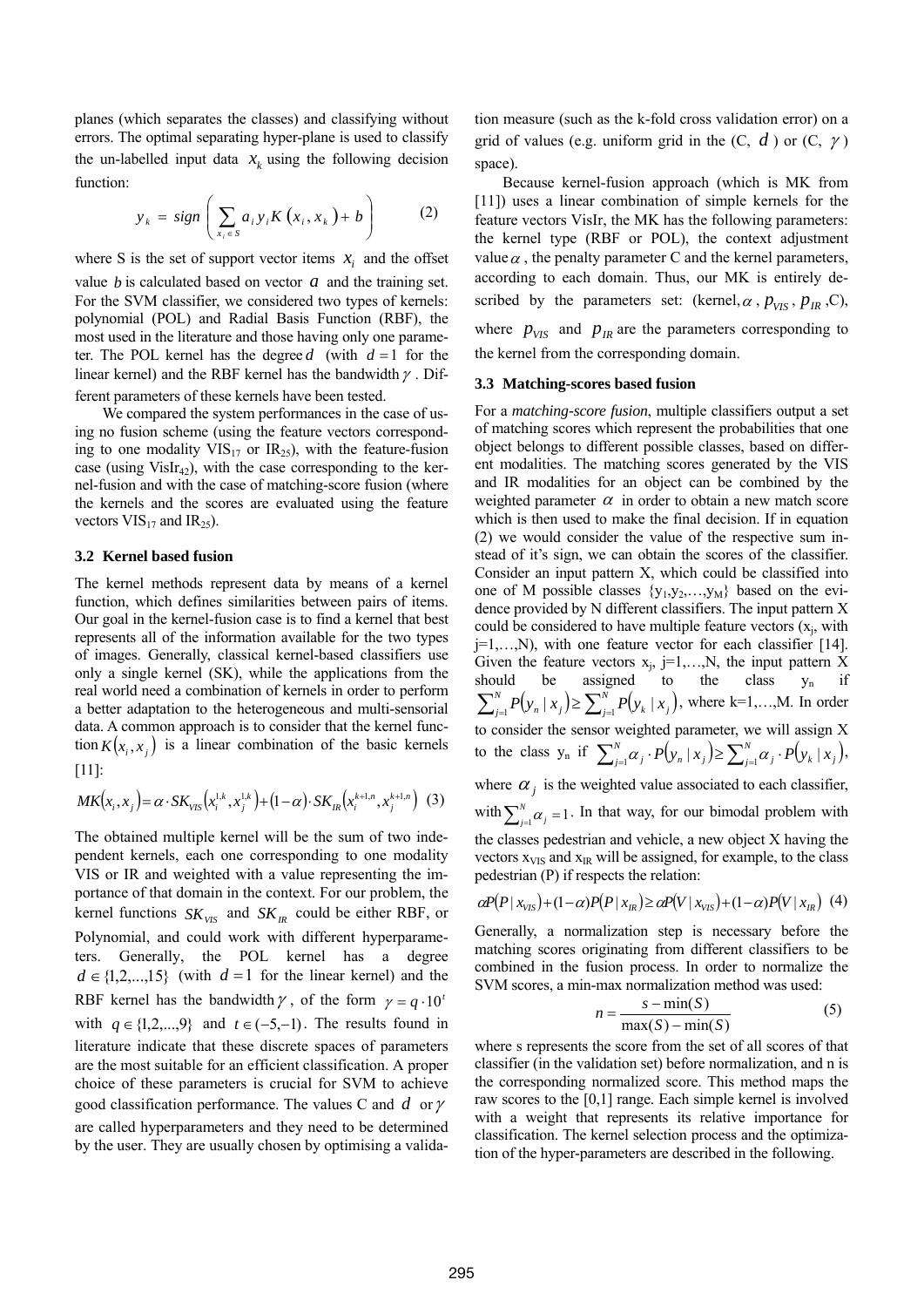planes (which separates the classes) and classifying without errors. The optimal separating hyper-plane is used to classify the un-labelled input data $x_k$ using the following decision function:

$$y_k = sign\left(\sum_{x_i \in S} a_i y_i K(x_i, x_k) + b\right) \quad (2)$$

where S is the set of support vector items $x_i$ and the offset value $b$ is calculated based on vector $a$ and the training set. For the SVM classifier, we considered two types of kernels: polynomial (POL) and Radial Basis Function (RBF), the most used in the literature and those having only one parameter. The POL kernel has the degree $d$ (with $d = 1$ for the linear kernel) and the RBF kernel has the bandwidth $\gamma$. Different parameters of these kernels have been tested.

We compared the system performances in the case of using no fusion scheme (using the feature vectors corresponding to one modality $VIS_{17}$ or $IR_{25}$), with the feature-fusion case (using $VisIr_{42}$), with the case corresponding to the kernel-fusion and with the case of matching-score fusion (where the kernels and the scores are evaluated using the feature vectors $VIS_{17}$ and $IR_{25}$).

### 3.2 Kernel based fusion

The kernel methods represent data by means of a kernel function, which defines similarities between pairs of items. Our goal in the kernel-fusion case is to find a kernel that best represents all of the information available for the two types of images. Generally, classical kernel-based classifiers use only a single kernel (SK), while the applications from the real world need a combination of kernels in order to perform a better adaptation to the heterogeneous and multi-sensorial data. A common approach is to consider that the kernel function $K(x_i, x_j)$ is a linear combination of the basic kernels [11]:

$$MK(x_i, x_j) = \alpha \cdot SK_{VIS}\left(x_i^{1,k}, x_j^{1,k}\right) + (1-\alpha) \cdot SK_{IR}\left(x_i^{k+1,n}, x_j^{k+1,n}\right) \quad (3)$$

The obtained multiple kernel will be the sum of two independent kernels, each one corresponding to one modality VIS or IR and weighted with a value representing the importance of that domain in the context. For our problem, the kernel functions $SK_{VIS}$ and $SK_{IR}$ could be either RBF, or Polynomial, and could work with different hyperparameters. Generally, the POL kernel has a degree $d \in \{1,2,...,15\}$ (with $d = 1$ for the linear kernel) and the RBF kernel has the bandwidth $\gamma$, of the form $\gamma = q \cdot 10^t$ with $q \in \{1,2,...,9\}$ and $t \in (-5,-1)$. The results found in literature indicate that these discrete spaces of parameters are the most suitable for an efficient classification. A proper choice of these parameters is crucial for SVM to achieve good classification performance. The values C and $d$ or $\gamma$ are called hyperparameters and they need to be determined by the user. They are usually chosen by optimising a validation measure (such as the k-fold cross validation error) on a grid of values (e.g. uniform grid in the (C, $d$) or (C, $\gamma$) space).

Because kernel-fusion approach (which is MK from [11]) uses a linear combination of simple kernels for the feature vectors VisIr, the MK has the following parameters: the kernel type (RBF or POL), the context adjustment value $\alpha$, the penalty parameter C and the kernel parameters, according to each domain. Thus, our MK is entirely described by the parameters set: (kernel, $\alpha$, $p_{VIS}$, $p_{IR}$, C), where $p_{VIS}$ and $p_{IR}$ are the parameters corresponding to the kernel from the corresponding domain.

### 3.3 Matching-scores based fusion

For a *matching-score fusion*, multiple classifiers output a set of matching scores which represent the probabilities that one object belongs to different possible classes, based on different modalities. The matching scores generated by the VIS and IR modalities for an object can be combined by the weighted parameter $\alpha$ in order to obtain a new match score which is then used to make the final decision. If in equation (2) we would consider the value of the respective sum instead of it's sign, we can obtain the scores of the classifier. Consider an input pattern X, which could be classified into one of M possible classes $\{y_1, y_2, \ldots, y_M\}$ based on the evidence provided by N different classifiers. The input pattern X could be considered to have multiple feature vectors ($x_j$, with j=1,…,N), with one feature vector for each classifier [14]. Given the feature vectors $x_j$, j=1,…,N, the input pattern X should be assigned to the class $y_n$ if $\sum_{j=1}^{N} P(y_n \mid x_j) \geq \sum_{j=1}^{N} P(y_k \mid x_j)$, where k=1,…,M. In order to consider the sensor weighted parameter, we will assign X to the class $y_n$ if $\sum_{j=1}^{N} \alpha_j \cdot P(y_n \mid x_j) \geq \sum_{j=1}^{N} \alpha_j \cdot P(y_k \mid x_j)$, where $\alpha_j$ is the weighted value associated to each classifier, with $\sum_{j=1}^{N} \alpha_j = 1$. In that way, for our bimodal problem with the classes pedestrian and vehicle, a new object X having the vectors $x_{VIS}$ and $x_{IR}$ will be assigned, for example, to the class pedestrian (P) if respects the relation:

$$\alpha P(P \mid x_{VIS}) + (1-\alpha) P(P \mid x_{IR}) \geq \alpha P(V \mid x_{VIS}) + (1-\alpha) P(V \mid x_{IR}) \quad (4)$$

Generally, a normalization step is necessary before the matching scores originating from different classifiers to be combined in the fusion process. In order to normalize the SVM scores, a min-max normalization method was used:

$$n = \frac{s - \min(S)}{\max(S) - \min(S)} \quad (5)$$

where s represents the score from the set of all scores of that classifier (in the validation set) before normalization, and n is the corresponding normalized score. This method maps the raw scores to the [0,1] range. Each simple kernel is involved with a weight that represents its relative importance for classification. The kernel selection process and the optimization of the hyper-parameters are described in the following.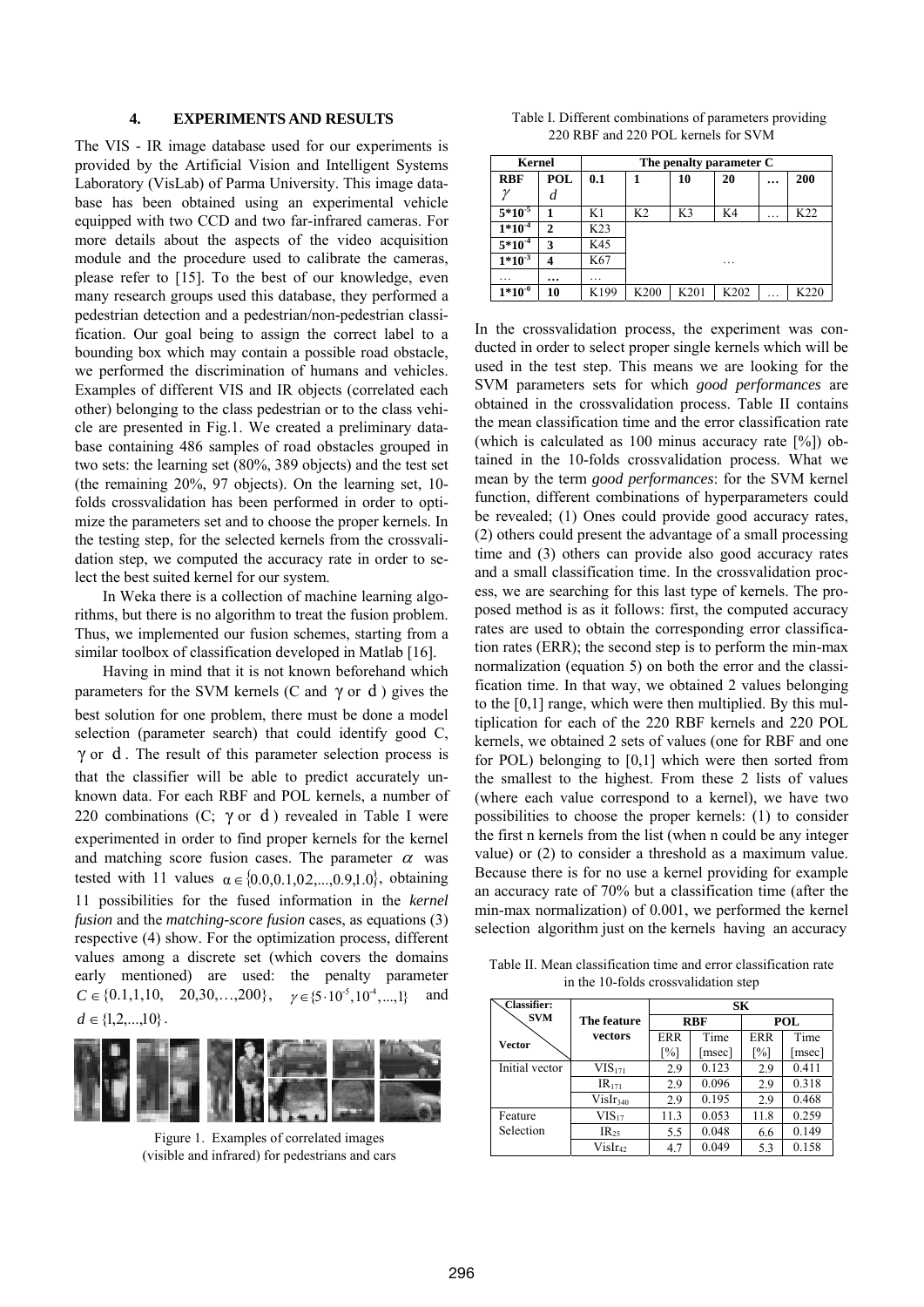## 4. EXPERIMENTS AND RESULTS

The VIS - IR image database used for our experiments is provided by the Artificial Vision and Intelligent Systems Laboratory (VisLab) of Parma University. This image database has been obtained using an experimental vehicle equipped with two CCD and two far-infrared cameras. For more details about the aspects of the video acquisition module and the procedure used to calibrate the cameras, please refer to [15]. To the best of our knowledge, even many research groups used this database, they performed a pedestrian detection and a pedestrian/non-pedestrian classification. Our goal being to assign the correct label to a bounding box which may contain a possible road obstacle, we performed the discrimination of humans and vehicles. Examples of different VIS and IR objects (correlated each other) belonging to the class pedestrian or to the class vehicle are presented in Fig.1. We created a preliminary database containing 486 samples of road obstacles grouped in two sets: the learning set (80%, 389 objects) and the test set (the remaining 20%, 97 objects). On the learning set, 10-folds crossvalidation has been performed in order to optimize the parameters set and to choose the proper kernels. In the testing step, for the selected kernels from the crossvalidation step, we computed the accuracy rate in order to select the best suited kernel for our system.

In Weka there is a collection of machine learning algorithms, but there is no algorithm to treat the fusion problem. Thus, we implemented our fusion schemes, starting from a similar toolbox of classification developed in Matlab [16].

Having in mind that it is not known beforehand which parameters for the SVM kernels (C and $\gamma$ or $d$) gives the best solution for one problem, there must be done a model selection (parameter search) that could identify good C, $\gamma$ or $d$. The result of this parameter selection process is that the classifier will be able to predict accurately unknown data. For each RBF and POL kernels, a number of 220 combinations (C; $\gamma$ or $d$) revealed in Table I were experimented in order to find proper kernels for the kernel and matching score fusion cases. The parameter $\alpha$ was tested with 11 values $\alpha \in \{0.0, 0.1, 02, ..., 0.9, 1.0\}$, obtaining 11 possibilities for the fused information in the *kernel fusion* and the *matching-score fusion* cases, as equations (3) respective (4) show. For the optimization process, different values among a discrete set (which covers the domains early mentioned) are used: the penalty parameter $C \in \{0.1, 1, 10, \ 20, 30, \ldots, 200\}$, $\gamma \in \{5 \cdot 10^{-5}, 10^{-4}, ..., 1\}$ and $d \in \{1, 2, ..., 10\}$.

Figure 1. Examples of correlated images (visible and infrared) for pedestrians and cars

Table I. Different combinations of parameters providing 220 RBF and 220 POL kernels for SVM

| Kernel | | The penalty parameter C | | | | | |
|---|---|---|---|---|---|---|---|
| **RBF** $\gamma$ | **POL** $d$ | **0.1** | **1** | **10** | **20** | **…** | **200** |
| $5*10^{-5}$ | 1 | K1 | K2 | K3 | K4 | … | K22 |
| $1*10^{-4}$ | 2 | K23 | | | | | |
| $5*10^{-4}$ | 3 | K45 | | | | | |
| $1*10^{-3}$ | 4 | K67 | | | … | | |
| … | … | … | | | | | |
| $1*10^{-0}$ | 10 | K199 | K200 | K201 | K202 | … | K220 |

In the crossvalidation process, the experiment was conducted in order to select proper single kernels which will be used in the test step. This means we are looking for the SVM parameters sets for which *good performances* are obtained in the crossvalidation process. Table II contains the mean classification time and the error classification rate (which is calculated as 100 minus accuracy rate [%]) obtained in the 10-folds crossvalidation process. What we mean by the term *good performances*: for the SVM kernel function, different combinations of hyperparameters could be revealed; (1) Ones could provide good accuracy rates, (2) others could present the advantage of a small processing time and (3) others can provide also good accuracy rates and a small classification time. In the crossvalidation process, we are searching for this last type of kernels. The proposed method is as it follows: first, the computed accuracy rates are used to obtain the corresponding error classification rates (ERR); the second step is to perform the min-max normalization (equation 5) on both the error and the classification time. In that way, we obtained 2 values belonging to the [0,1] range, which were then multiplied. By this multiplication for each of the 220 RBF kernels and 220 POL kernels, we obtained 2 sets of values (one for RBF and one for POL) belonging to [0,1] which were then sorted from the smallest to the highest. From these 2 lists of values (where each value correspond to a kernel), we have two possibilities to choose the proper kernels: (1) to consider the first n kernels from the list (when n could be any integer value) or (2) to consider a threshold as a maximum value. Because there is for no use a kernel providing for example an accuracy rate of 70% but a classification time (after the min-max normalization) of 0.001, we performed the kernel selection algorithm just on the kernels having an accuracy

Table II. Mean classification time and error classification rate in the 10-folds crossvalidation step

| Classifier: SVM / Vector | The feature vectors | SK | | | |
|---|---|---|---|---|---|
| | | RBF | | POL | |
| | | ERR [%] | Time [msec] | ERR [%] | Time [msec] |
| Initial vector | $VIS_{171}$ | 2.9 | 0.123 | 2.9 | 0.411 |
| | $IR_{171}$ | 2.9 | 0.096 | 2.9 | 0.318 |
| | $VisIr_{340}$ | 2.9 | 0.195 | 2.9 | 0.468 |
| Feature Selection | $VIS_{17}$ | 11.3 | 0.053 | 11.8 | 0.259 |
| | $IR_{25}$ | 5.5 | 0.048 | 6.6 | 0.149 |
| | $VisIr_{42}$ | 4.7 | 0.049 | 5.3 | 0.158 |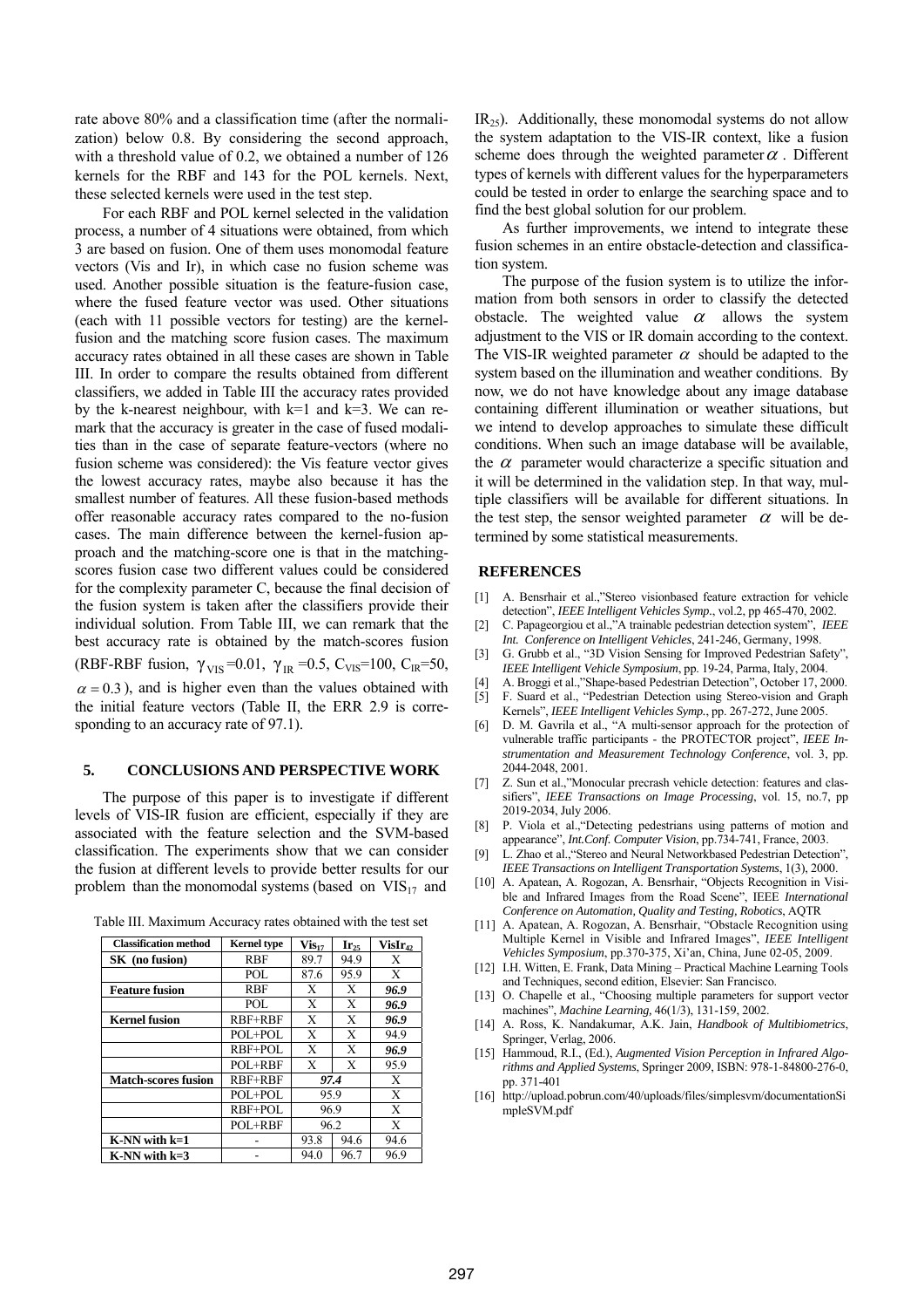rate above 80% and a classification time (after the normalization) below 0.8. By considering the second approach, with a threshold value of 0.2, we obtained a number of 126 kernels for the RBF and 143 for the POL kernels. Next, these selected kernels were used in the test step.

For each RBF and POL kernel selected in the validation process, a number of 4 situations were obtained, from which 3 are based on fusion. One of them uses monomodal feature vectors (Vis and Ir), in which case no fusion scheme was used. Another possible situation is the feature-fusion case, where the fused feature vector was used. Other situations (each with 11 possible vectors for testing) are the kernel-fusion and the matching score fusion cases. The maximum accuracy rates obtained in all these cases are shown in Table III. In order to compare the results obtained from different classifiers, we added in Table III the accuracy rates provided by the k-nearest neighbour, with k=1 and k=3. We can remark that the accuracy is greater in the case of fused modalities than in the case of separate feature-vectors (where no fusion scheme was considered): the Vis feature vector gives the lowest accuracy rates, maybe also because it has the smallest number of features. All these fusion-based methods offer reasonable accuracy rates compared to the no-fusion cases. The main difference between the kernel-fusion approach and the matching-score one is that in the matching-scores fusion case two different values could be considered for the complexity parameter C, because the final decision of the fusion system is taken after the classifiers provide their individual solution. From Table III, we can remark that the best accuracy rate is obtained by the match-scores fusion (RBF-RBF fusion, $\gamma_{VIS}=0.01$, $\gamma_{IR}=0.5$, $C_{VIS}=100$, $C_{IR}=50$, $\alpha = 0.3$), and is higher even than the values obtained with the initial feature vectors (Table II, the ERR 2.9 is corresponding to an accuracy rate of 97.1).

## 5. CONCLUSIONS AND PERSPECTIVE WORK

The purpose of this paper is to investigate if different levels of VIS-IR fusion are efficient, especially if they are associated with the feature selection and the SVM-based classification. The experiments show that we can consider the fusion at different levels to provide better results for our problem than the monomodal systems (based on $VIS_{17}$ and $IR_{25}$). Additionally, these monomodal systems do not allow the system adaptation to the VIS-IR context, like a fusion scheme does through the weighted parameter $\alpha$. Different types of kernels with different values for the hyperparameters could be tested in order to enlarge the searching space and to find the best global solution for our problem.

As further improvements, we intend to integrate these fusion schemes in an entire obstacle-detection and classification system.

The purpose of the fusion system is to utilize the information from both sensors in order to classify the detected obstacle. The weighted value $\alpha$ allows the system adjustment to the VIS or IR domain according to the context. The VIS-IR weighted parameter $\alpha$ should be adapted to the system based on the illumination and weather conditions. By now, we do not have knowledge about any image database containing different illumination or weather situations, but we intend to develop approaches to simulate these difficult conditions. When such an image database will be available, the $\alpha$ parameter would characterize a specific situation and it will be determined in the validation step. In that way, multiple classifiers will be available for different situations. In the test step, the sensor weighted parameter $\alpha$ will be determined by some statistical measurements.

Table III. Maximum Accuracy rates obtained with the test set

| Classification method | Kernel type | $Vis_{17}$ | $Ir_{25}$ | $VisIr_{42}$ |
|---|---|---|---|---|
| **SK (no fusion)** | RBF | 89.7 | 94.9 | X |
| | POL | 87.6 | 95.9 | X |
| **Feature fusion** | RBF | X | X | ***96.9*** |
| | POL | X | X | ***96.9*** |
| **Kernel fusion** | RBF+RBF | X | X | ***96.9*** |
| | POL+POL | X | X | 94.9 |
| | RBF+POL | X | X | ***96.9*** |
| | POL+RBF | X | X | 95.9 |
| **Match-scores fusion** | RBF+RBF | ***97.4*** | | X |
| | POL+POL | 95.9 | | X |
| | RBF+POL | 96.9 | | X |
| | POL+RBF | 96.2 | | X |
| **K-NN with k=1** | - | 93.8 | 94.6 | 94.6 |
| **K-NN with k=3** | - | 94.0 | 96.7 | 96.9 |

## REFERENCES

[1] A. Bensrhair et al.,"Stereo visionbased feature extraction for vehicle detection", *IEEE Intelligent Vehicles Symp*., vol.2, pp 465-470, 2002.

[2] C. Papageorgiou et al.,"A trainable pedestrian detection system", *IEEE Int. Conference on Intelligent Vehicles*, 241-246, Germany, 1998.

[3] G. Grubb et al., "3D Vision Sensing for Improved Pedestrian Safety", *IEEE Intelligent Vehicle Symposium*, pp. 19-24, Parma, Italy, 2004.

[4] A. Broggi et al.,"Shape-based Pedestrian Detection", October 17, 2000.

[5] F. Suard et al., "Pedestrian Detection using Stereo-vision and Graph Kernels", *IEEE Intelligent Vehicles Symp.*, pp. 267-272, June 2005.

[6] D. M. Gavrila et al., "A multi-sensor approach for the protection of vulnerable traffic participants - the PROTECTOR project", *IEEE Instrumentation and Measurement Technology Conference*, vol. 3, pp. 2044-2048, 2001.

[7] Z. Sun et al.,"Monocular precrash vehicle detection: features and classifiers", *IEEE Transactions on Image Processing*, vol. 15, no.7, pp 2019-2034, July 2006.

[8] P. Viola et al.,"Detecting pedestrians using patterns of motion and appearance", *Int.Conf. Computer Vision*, pp.734-741, France, 2003.

[9] L. Zhao et al.,"Stereo and Neural Networkbased Pedestrian Detection", *IEEE Transactions on Intelligent Transportation Systems*, 1(3), 2000.

[10] A. Apatean, A. Rogozan, A. Bensrhair, "Objects Recognition in Visible and Infrared Images from the Road Scene", IEEE *International Conference on Automation, Quality and Testing, Robotics*, AQTR

[11] A. Apatean, A. Rogozan, A. Bensrhair, "Obstacle Recognition using Multiple Kernel in Visible and Infrared Images", *IEEE Intelligent Vehicles Symposium*, pp.370-375, Xi'an, China, June 02-05, 2009.

[12] I.H. Witten, E. Frank, Data Mining – Practical Machine Learning Tools and Techniques, second edition, Elsevier: San Francisco.

[13] O. Chapelle et al., "Choosing multiple parameters for support vector machines", *Machine Learning*, 46(1/3), 131-159, 2002.

[14] A. Ross, K. Nandakumar, A.K. Jain, *Handbook of Multibiometrics*, Springer, Verlag, 2006.

[15] Hammoud, R.I., (Ed.), *Augmented Vision Perception in Infrared Algorithms and Applied Systems*, Springer 2009, ISBN: 978-1-84800-276-0, pp. 371-401

[16] http://upload.pobrun.com/40/uploads/files/simplesvm/documentationSimpleSVM.pdf